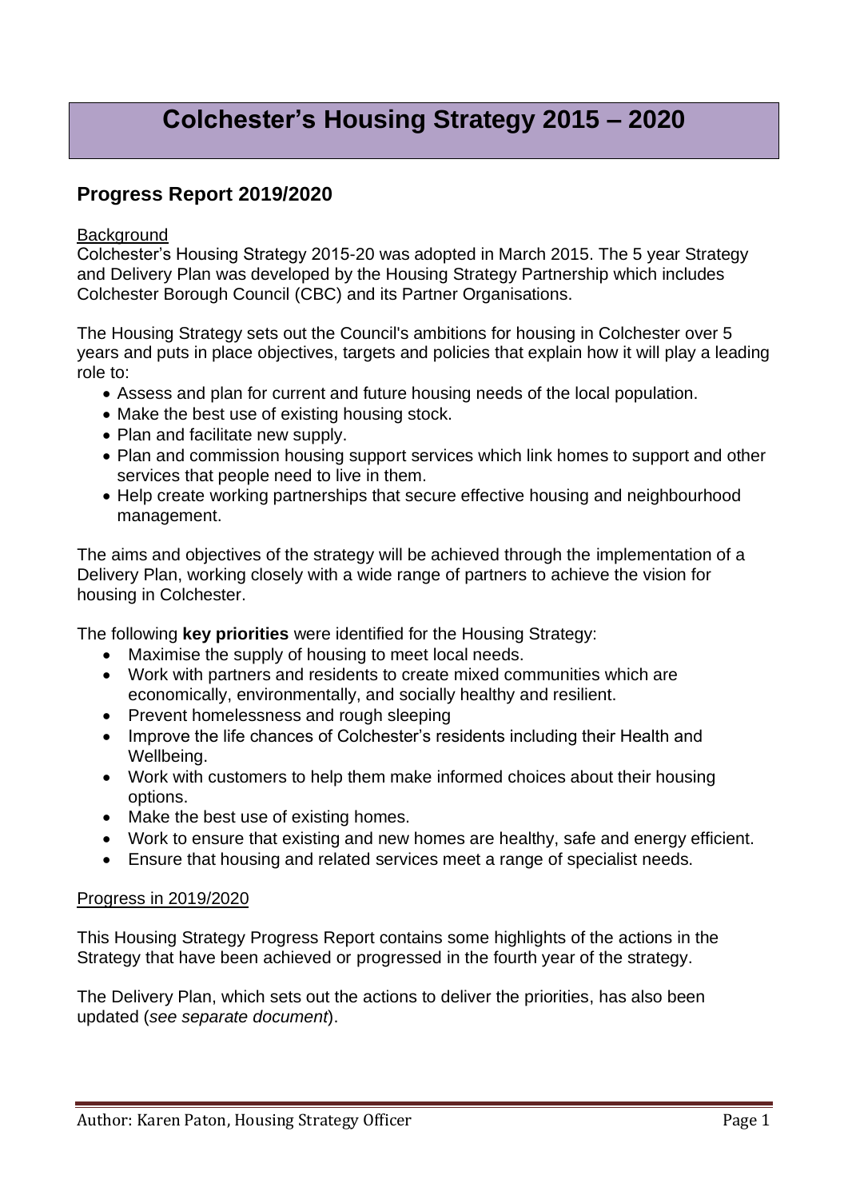# Colchester's Housing Strategy 2015 – 2020

## Progress Report 2019/2020

Background

Colchester's Housing Strategy 2015-20 was adopted in March 2015. The 5 year Strategy and Delivery Plan was developed by the Housing Strategy Partnership which includes Colchester Borough Council (CBC) and its Partner Organisations.

The Housing Strategy sets out the Council's ambitions for housing in Colchester over 5 years and puts in place objectives, targets and policies that explain how it will play a leading role to:

- Assess and plan for current and future housing needs of the local population.
- Make the best use of existing housing stock.
- Plan and facilitate new supply.
- Plan and commission housing support services which link homes to support and other services that people need to live in them.
- Help create working partnerships that secure effective housing and neighbourhood management.

The aims and objectives of the strategy will be achieved through the implementation of a Delivery Plan, working closely with a wide range of partners to achieve the vision for housing in Colchester.

The following **key priorities** were identified for the Housing Strategy:

- Maximise the supply of housing to meet local needs.
- Work with partners and residents to create mixed communities which are economically, environmentally, and socially healthy and resilient.
- Prevent homelessness and rough sleeping
- Improve the life chances of Colchester's residents including their Health and Wellbeing.
- Work with customers to help them make informed choices about their housing options.
- Make the best use of existing homes.
- Work to ensure that existing and new homes are healthy, safe and energy efficient.
- Ensure that housing and related services meet a range of specialist needs.

Progress in 2019/2020

This Housing Strategy Progress Report contains some highlights of the actions in the Strategy that have been achieved or progressed in the fourth year of the strategy.

The Delivery Plan, which sets out the actions to deliver the priorities, has also been updated (*see separate document*).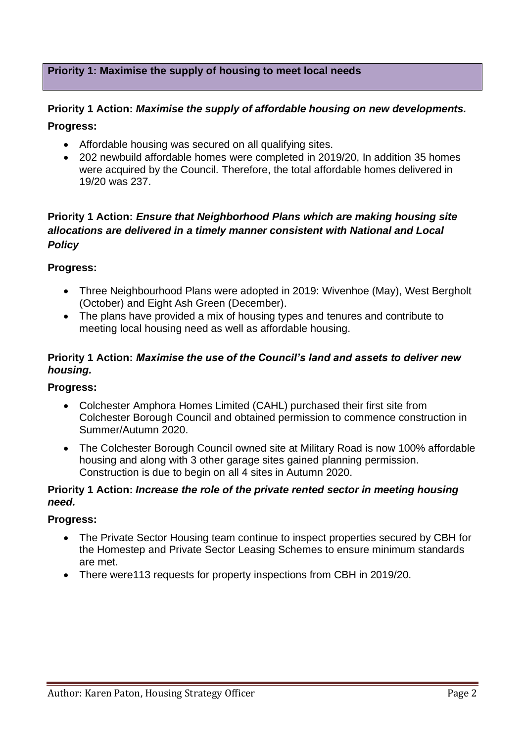## Priority 1: Maximise the supply of housing to meet local needs

**Priority 1 Action:** ***Maximise the supply of affordable housing on new developments.***

**Progress:**

- Affordable housing was secured on all qualifying sites.
- 202 newbuild affordable homes were completed in 2019/20, In addition 35 homes were acquired by the Council. Therefore, the total affordable homes delivered in 19/20 was 237.

**Priority 1 Action:** ***Ensure that Neighborhood Plans which are making housing site allocations are delivered in a timely manner consistent with National and Local Policy***

**Progress:**

- Three Neighbourhood Plans were adopted in 2019: Wivenhoe (May), West Bergholt (October) and Eight Ash Green (December).
- The plans have provided a mix of housing types and tenures and contribute to meeting local housing need as well as affordable housing.

**Priority 1 Action:** ***Maximise the use of the Council's land and assets to deliver new housing.***

**Progress:**

- Colchester Amphora Homes Limited (CAHL) purchased their first site from Colchester Borough Council and obtained permission to commence construction in Summer/Autumn 2020.
- The Colchester Borough Council owned site at Military Road is now 100% affordable housing and along with 3 other garage sites gained planning permission. Construction is due to begin on all 4 sites in Autumn 2020.

**Priority 1 Action:** ***Increase the role of the private rented sector in meeting housing need.***

**Progress:**

- The Private Sector Housing team continue to inspect properties secured by CBH for the Homestep and Private Sector Leasing Schemes to ensure minimum standards are met.
- There were113 requests for property inspections from CBH in 2019/20.

Author: Karen Paton, Housing Strategy Officer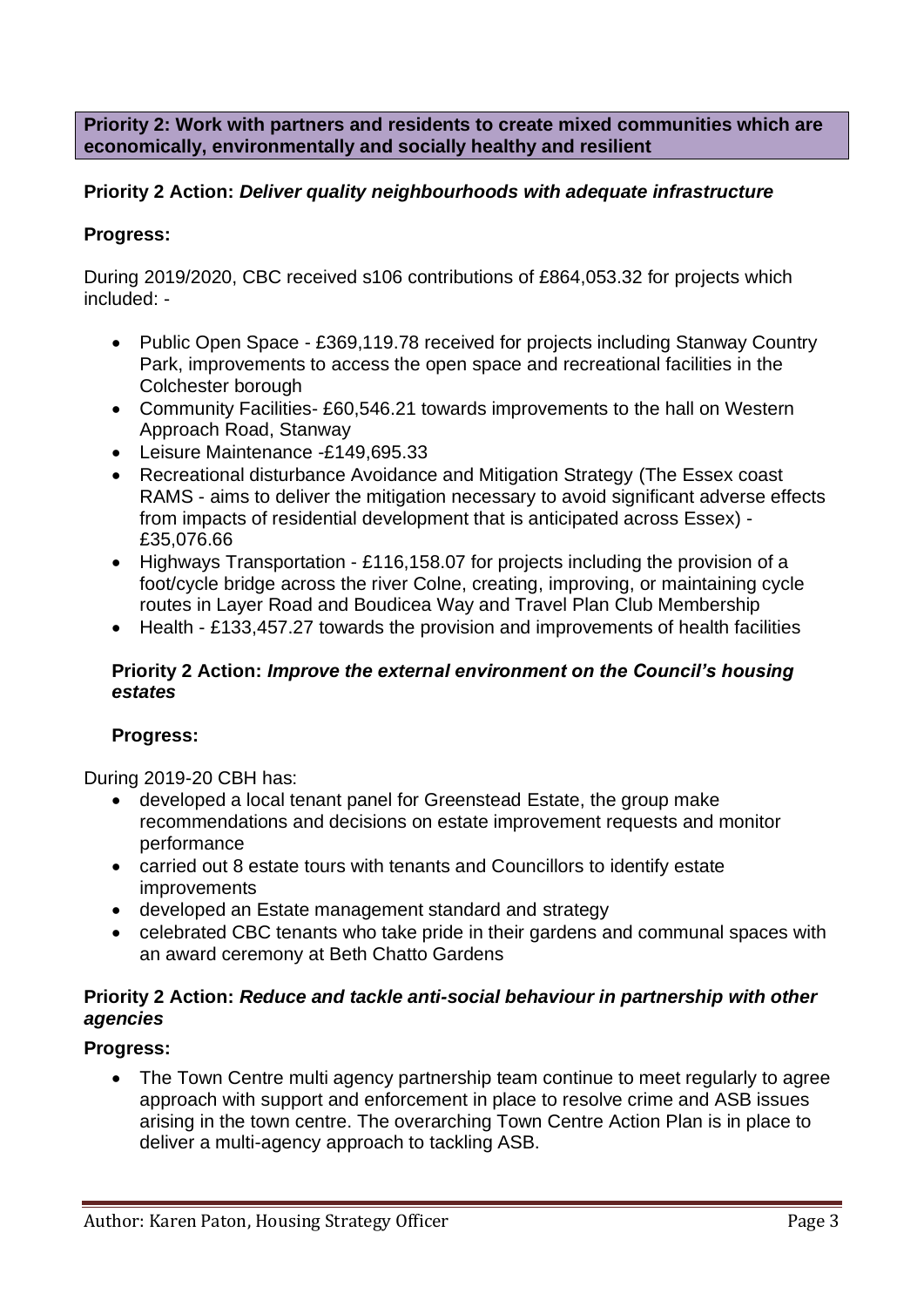**Priority 2: Work with partners and residents to create mixed communities which are economically, environmentally and socially healthy and resilient**

**Priority 2 Action:** ***Deliver quality neighbourhoods with adequate infrastructure***

**Progress:**

During 2019/2020, CBC received s106 contributions of £864,053.32 for projects which included: -

- Public Open Space - £369,119.78 received for projects including Stanway Country Park, improvements to access the open space and recreational facilities in the Colchester borough
- Community Facilities- £60,546.21 towards improvements to the hall on Western Approach Road, Stanway
- Leisure Maintenance -£149,695.33
- Recreational disturbance Avoidance and Mitigation Strategy (The Essex coast RAMS - aims to deliver the mitigation necessary to avoid significant adverse effects from impacts of residential development that is anticipated across Essex) - £35,076.66
- Highways Transportation - £116,158.07 for projects including the provision of a foot/cycle bridge across the river Colne, creating, improving, or maintaining cycle routes in Layer Road and Boudicea Way and Travel Plan Club Membership
- Health - £133,457.27 towards the provision and improvements of health facilities

**Priority 2 Action:** ***Improve the external environment on the Council's housing estates***

**Progress:**

During 2019-20 CBH has:

- developed a local tenant panel for Greenstead Estate, the group make recommendations and decisions on estate improvement requests and monitor performance
- carried out 8 estate tours with tenants and Councillors to identify estate improvements
- developed an Estate management standard and strategy
- celebrated CBC tenants who take pride in their gardens and communal spaces with an award ceremony at Beth Chatto Gardens

**Priority 2 Action:** ***Reduce and tackle anti-social behaviour in partnership with other agencies***

**Progress:**

- The Town Centre multi agency partnership team continue to meet regularly to agree approach with support and enforcement in place to resolve crime and ASB issues arising in the town centre. The overarching Town Centre Action Plan is in place to deliver a multi-agency approach to tackling ASB.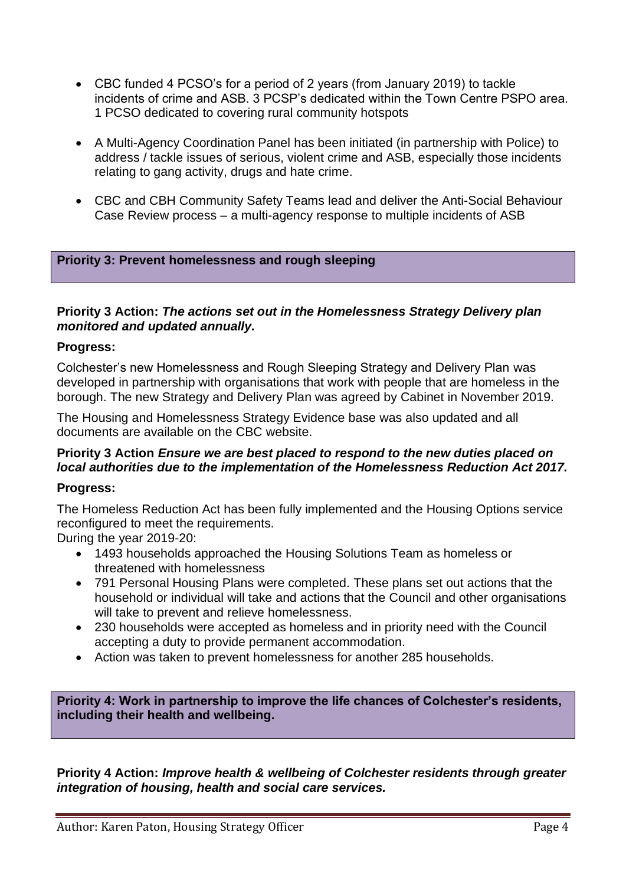- CBC funded 4 PCSO's for a period of 2 years (from January 2019) to tackle incidents of crime and ASB. 3 PCSP's dedicated within the Town Centre PSPO area. 1 PCSO dedicated to covering rural community hotspots

- A Multi-Agency Coordination Panel has been initiated (in partnership with Police) to address / tackle issues of serious, violent crime and ASB, especially those incidents relating to gang activity, drugs and hate crime.

- CBC and CBH Community Safety Teams lead and deliver the Anti-Social Behaviour Case Review process – a multi-agency response to multiple incidents of ASB

## Priority 3: Prevent homelessness and rough sleeping

**Priority 3 Action: *The actions set out in the Homelessness Strategy Delivery plan monitored and updated annually.***

**Progress:**

Colchester's new Homelessness and Rough Sleeping Strategy and Delivery Plan was developed in partnership with organisations that work with people that are homeless in the borough. The new Strategy and Delivery Plan was agreed by Cabinet in November 2019.

The Housing and Homelessness Strategy Evidence base was also updated and all documents are available on the CBC website.

**Priority 3 Action *Ensure we are best placed to respond to the new duties placed on local authorities due to the implementation of the Homelessness Reduction Act 2017.***

**Progress:**

The Homeless Reduction Act has been fully implemented and the Housing Options service reconfigured to meet the requirements.
During the year 2019-20:

- 1493 households approached the Housing Solutions Team as homeless or threatened with homelessness
- 791 Personal Housing Plans were completed. These plans set out actions that the household or individual will take and actions that the Council and other organisations will take to prevent and relieve homelessness.
- 230 households were accepted as homeless and in priority need with the Council accepting a duty to provide permanent accommodation.
- Action was taken to prevent homelessness for another 285 households.

## Priority 4: Work in partnership to improve the life chances of Colchester's residents, including their health and wellbeing.

**Priority 4 Action: *Improve health & wellbeing of Colchester residents through greater integration of housing, health and social care services.***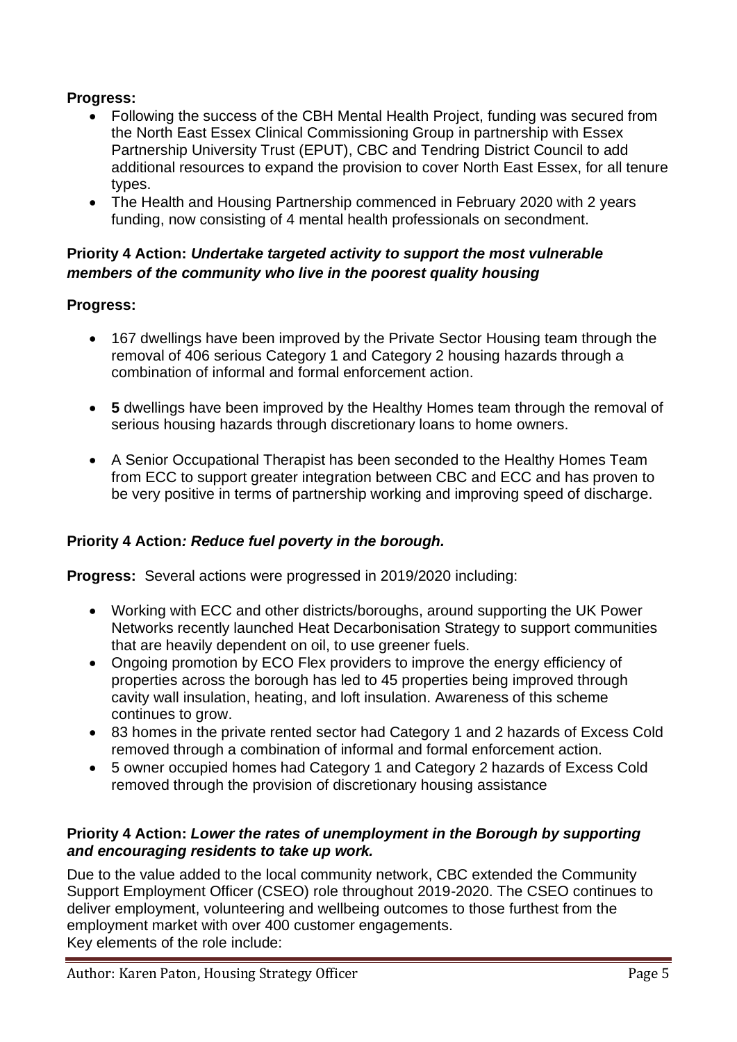**Progress:**

- Following the success of the CBH Mental Health Project, funding was secured from the North East Essex Clinical Commissioning Group in partnership with Essex Partnership University Trust (EPUT), CBC and Tendring District Council to add additional resources to expand the provision to cover North East Essex, for all tenure types.
- The Health and Housing Partnership commenced in February 2020 with 2 years funding, now consisting of 4 mental health professionals on secondment.

**Priority 4 Action: *Undertake targeted activity to support the most vulnerable members of the community who live in the poorest quality housing***

**Progress:**

- 167 dwellings have been improved by the Private Sector Housing team through the removal of 406 serious Category 1 and Category 2 housing hazards through a combination of informal and formal enforcement action.
- **5** dwellings have been improved by the Healthy Homes team through the removal of serious housing hazards through discretionary loans to home owners.
- A Senior Occupational Therapist has been seconded to the Healthy Homes Team from ECC to support greater integration between CBC and ECC and has proven to be very positive in terms of partnership working and improving speed of discharge.

**Priority 4 Action*: Reduce fuel poverty in the borough.***

**Progress:** Several actions were progressed in 2019/2020 including:

- Working with ECC and other districts/boroughs, around supporting the UK Power Networks recently launched Heat Decarbonisation Strategy to support communities that are heavily dependent on oil, to use greener fuels.
- Ongoing promotion by ECO Flex providers to improve the energy efficiency of properties across the borough has led to 45 properties being improved through cavity wall insulation, heating, and loft insulation. Awareness of this scheme continues to grow.
- 83 homes in the private rented sector had Category 1 and 2 hazards of Excess Cold removed through a combination of informal and formal enforcement action.
- 5 owner occupied homes had Category 1 and Category 2 hazards of Excess Cold removed through the provision of discretionary housing assistance

**Priority 4 Action: *Lower the rates of unemployment in the Borough by supporting and encouraging residents to take up work.***

Due to the value added to the local community network, CBC extended the Community Support Employment Officer (CSEO) role throughout 2019-2020. The CSEO continues to deliver employment, volunteering and wellbeing outcomes to those furthest from the employment market with over 400 customer engagements.
Key elements of the role include: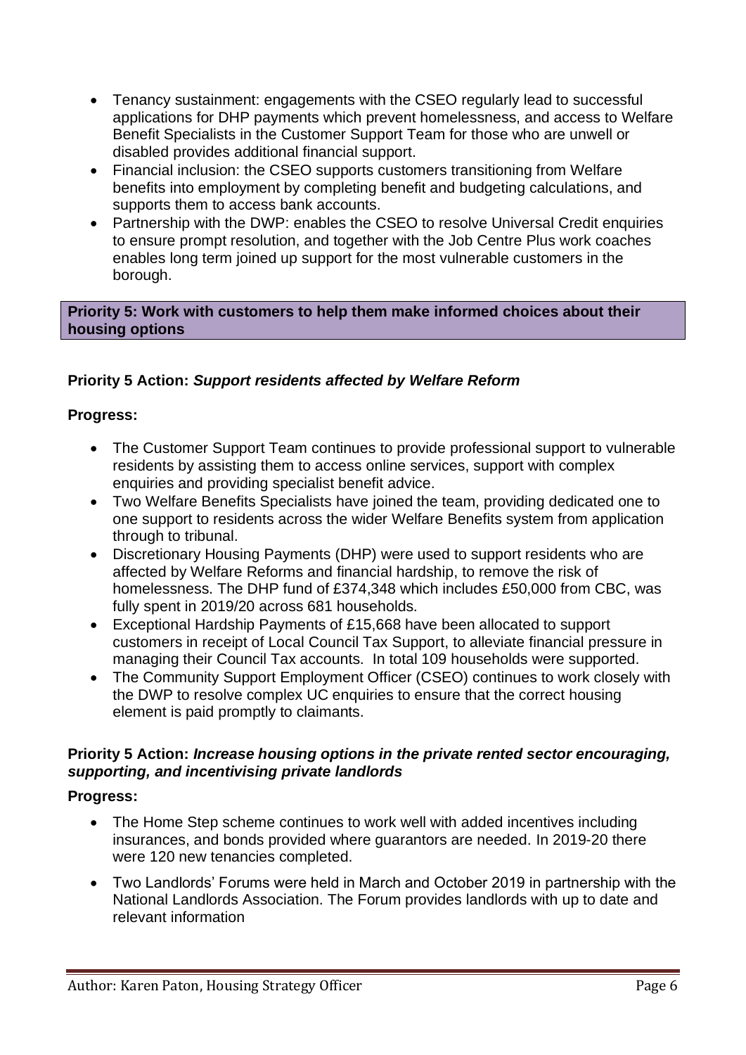- Tenancy sustainment: engagements with the CSEO regularly lead to successful applications for DHP payments which prevent homelessness, and access to Welfare Benefit Specialists in the Customer Support Team for those who are unwell or disabled provides additional financial support.
- Financial inclusion: the CSEO supports customers transitioning from Welfare benefits into employment by completing benefit and budgeting calculations, and supports them to access bank accounts.
- Partnership with the DWP: enables the CSEO to resolve Universal Credit enquiries to ensure prompt resolution, and together with the Job Centre Plus work coaches enables long term joined up support for the most vulnerable customers in the borough.

**Priority 5: Work with customers to help them make informed choices about their housing options**

**Priority 5 Action:** ***Support residents affected by Welfare Reform***

**Progress:**

- The Customer Support Team continues to provide professional support to vulnerable residents by assisting them to access online services, support with complex enquiries and providing specialist benefit advice.
- Two Welfare Benefits Specialists have joined the team, providing dedicated one to one support to residents across the wider Welfare Benefits system from application through to tribunal.
- Discretionary Housing Payments (DHP) were used to support residents who are affected by Welfare Reforms and financial hardship, to remove the risk of homelessness. The DHP fund of £374,348 which includes £50,000 from CBC, was fully spent in 2019/20 across 681 households.
- Exceptional Hardship Payments of £15,668 have been allocated to support customers in receipt of Local Council Tax Support, to alleviate financial pressure in managing their Council Tax accounts. In total 109 households were supported.
- The Community Support Employment Officer (CSEO) continues to work closely with the DWP to resolve complex UC enquiries to ensure that the correct housing element is paid promptly to claimants.

**Priority 5 Action:** ***Increase housing options in the private rented sector encouraging, supporting, and incentivising private landlords***

**Progress:**

- The Home Step scheme continues to work well with added incentives including insurances, and bonds provided where guarantors are needed. In 2019-20 there were 120 new tenancies completed.
- Two Landlords' Forums were held in March and October 2019 in partnership with the National Landlords Association. The Forum provides landlords with up to date and relevant information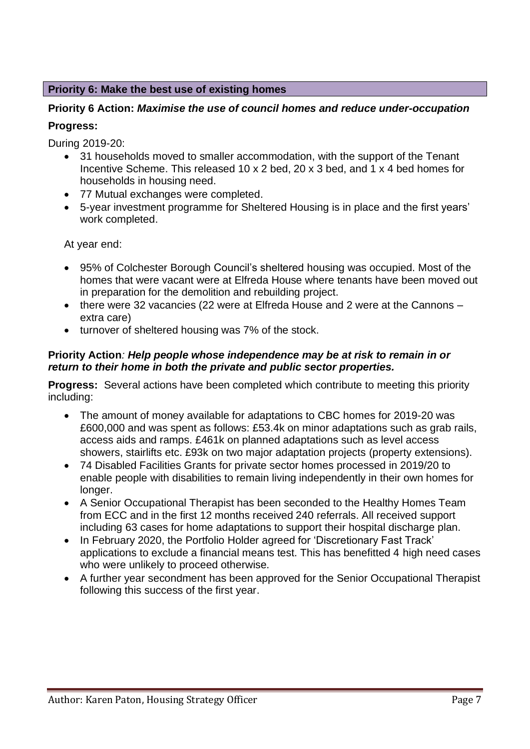## Priority 6: Make the best use of existing homes

**Priority 6 Action:** ***Maximise the use of council homes and reduce under-occupation***

**Progress:**

During 2019-20:

- 31 households moved to smaller accommodation, with the support of the Tenant Incentive Scheme. This released 10 x 2 bed, 20 x 3 bed, and 1 x 4 bed homes for households in housing need.
- 77 Mutual exchanges were completed.
- 5-year investment programme for Sheltered Housing is in place and the first years' work completed.

At year end:

- 95% of Colchester Borough Council's sheltered housing was occupied. Most of the homes that were vacant were at Elfreda House where tenants have been moved out in preparation for the demolition and rebuilding project.
- there were 32 vacancies (22 were at Elfreda House and 2 were at the Cannons – extra care)
- turnover of sheltered housing was 7% of the stock.

**Priority Action***:* ***Help people whose independence may be at risk to remain in or return to their home in both the private and public sector properties.***

**Progress:** Several actions have been completed which contribute to meeting this priority including:

- The amount of money available for adaptations to CBC homes for 2019-20 was £600,000 and was spent as follows: £53.4k on minor adaptations such as grab rails, access aids and ramps. £461k on planned adaptations such as level access showers, stairlifts etc. £93k on two major adaptation projects (property extensions).
- 74 Disabled Facilities Grants for private sector homes processed in 2019/20 to enable people with disabilities to remain living independently in their own homes for longer.
- A Senior Occupational Therapist has been seconded to the Healthy Homes Team from ECC and in the first 12 months received 240 referrals. All received support including 63 cases for home adaptations to support their hospital discharge plan.
- In February 2020, the Portfolio Holder agreed for 'Discretionary Fast Track' applications to exclude a financial means test. This has benefitted 4 high need cases who were unlikely to proceed otherwise.
- A further year secondment has been approved for the Senior Occupational Therapist following this success of the first year.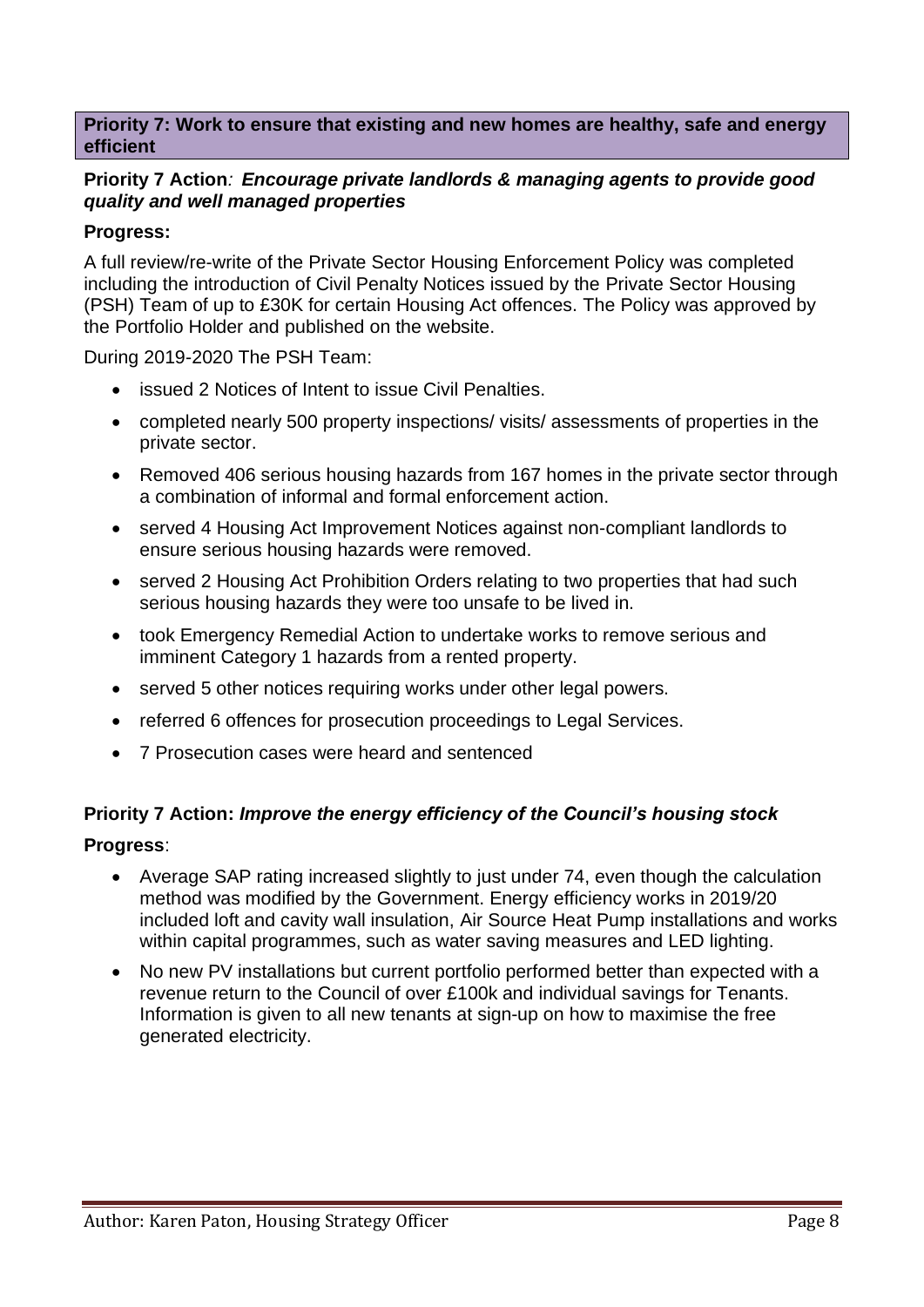## Priority 7: Work to ensure that existing and new homes are healthy, safe and energy efficient

### Priority 7 Action*: Encourage private landlords & managing agents to provide good quality and well managed properties*

**Progress:**

A full review/re-write of the Private Sector Housing Enforcement Policy was completed including the introduction of Civil Penalty Notices issued by the Private Sector Housing (PSH) Team of up to £30K for certain Housing Act offences. The Policy was approved by the Portfolio Holder and published on the website.

During 2019-2020 The PSH Team:

- issued 2 Notices of Intent to issue Civil Penalties.
- completed nearly 500 property inspections/ visits/ assessments of properties in the private sector.
- Removed 406 serious housing hazards from 167 homes in the private sector through a combination of informal and formal enforcement action.
- served 4 Housing Act Improvement Notices against non-compliant landlords to ensure serious housing hazards were removed.
- served 2 Housing Act Prohibition Orders relating to two properties that had such serious housing hazards they were too unsafe to be lived in.
- took Emergency Remedial Action to undertake works to remove serious and imminent Category 1 hazards from a rented property.
- served 5 other notices requiring works under other legal powers.
- referred 6 offences for prosecution proceedings to Legal Services.
- 7 Prosecution cases were heard and sentenced

### Priority 7 Action: *Improve the energy efficiency of the Council's housing stock*

**Progress**:

- Average SAP rating increased slightly to just under 74, even though the calculation method was modified by the Government. Energy efficiency works in 2019/20 included loft and cavity wall insulation, Air Source Heat Pump installations and works within capital programmes, such as water saving measures and LED lighting.
- No new PV installations but current portfolio performed better than expected with a revenue return to the Council of over £100k and individual savings for Tenants. Information is given to all new tenants at sign-up on how to maximise the free generated electricity.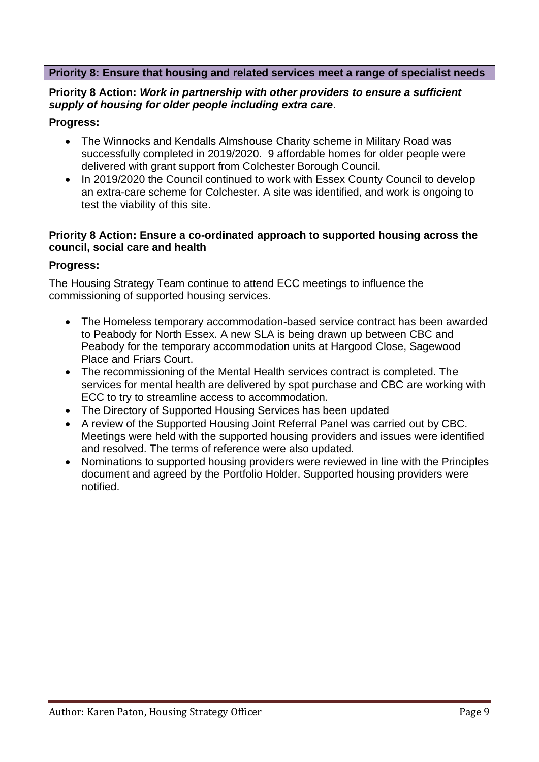## Priority 8: Ensure that housing and related services meet a range of specialist needs

**Priority 8 Action:** ***Work in partnership with other providers to ensure a sufficient supply of housing for older people including extra care***.

**Progress:**

- The Winnocks and Kendalls Almshouse Charity scheme in Military Road was successfully completed in 2019/2020. 9 affordable homes for older people were delivered with grant support from Colchester Borough Council.
- In 2019/2020 the Council continued to work with Essex County Council to develop an extra-care scheme for Colchester. A site was identified, and work is ongoing to test the viability of this site.

**Priority 8 Action: Ensure a co-ordinated approach to supported housing across the council, social care and health**

**Progress:**

The Housing Strategy Team continue to attend ECC meetings to influence the commissioning of supported housing services.

- The Homeless temporary accommodation-based service contract has been awarded to Peabody for North Essex. A new SLA is being drawn up between CBC and Peabody for the temporary accommodation units at Hargood Close, Sagewood Place and Friars Court.
- The recommissioning of the Mental Health services contract is completed. The services for mental health are delivered by spot purchase and CBC are working with ECC to try to streamline access to accommodation.
- The Directory of Supported Housing Services has been updated
- A review of the Supported Housing Joint Referral Panel was carried out by CBC. Meetings were held with the supported housing providers and issues were identified and resolved. The terms of reference were also updated.
- Nominations to supported housing providers were reviewed in line with the Principles document and agreed by the Portfolio Holder. Supported housing providers were notified.